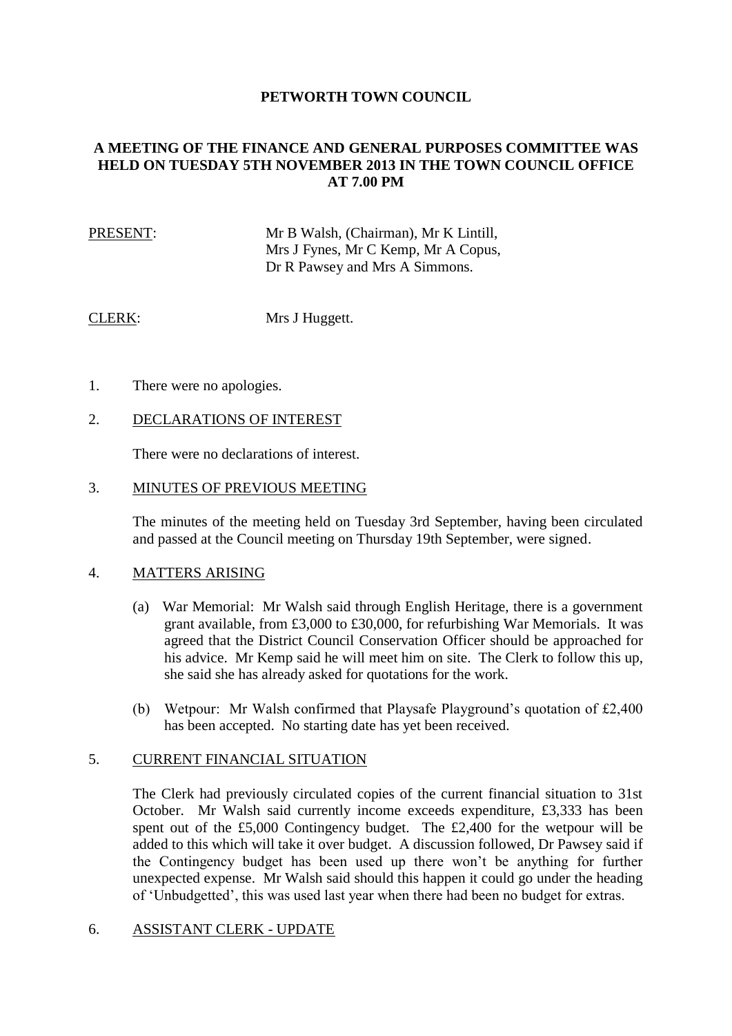# PETWORTH TOWN COUNCIL

## A MEETING OF THE FINANCE AND GENERAL PURPOSES COMMITTEE WAS HELD ON TUESDAY 5TH NOVEMBER 2013 IN THE TOWN COUNCIL OFFICE AT 7.00 PM

PRESENT: Mr B Walsh, (Chairman), Mr K Lintill, Mrs J Fynes, Mr C Kemp, Mr A Copus, Dr R Pawsey and Mrs A Simmons.

CLERK: Mrs J Huggett.

1. There were no apologies.

2. DECLARATIONS OF INTEREST

   There were no declarations of interest.

3. MINUTES OF PREVIOUS MEETING

   The minutes of the meeting held on Tuesday 3rd September, having been circulated and passed at the Council meeting on Thursday 19th September, were signed.

4. MATTERS ARISING

   (a) War Memorial: Mr Walsh said through English Heritage, there is a government grant available, from £3,000 to £30,000, for refurbishing War Memorials. It was agreed that the District Council Conservation Officer should be approached for his advice. Mr Kemp said he will meet him on site. The Clerk to follow this up, she said she has already asked for quotations for the work.

   (b) Wetpour: Mr Walsh confirmed that Playsafe Playground's quotation of £2,400 has been accepted. No starting date has yet been received.

5. CURRENT FINANCIAL SITUATION

   The Clerk had previously circulated copies of the current financial situation to 31st October. Mr Walsh said currently income exceeds expenditure, £3,333 has been spent out of the £5,000 Contingency budget. The £2,400 for the wetpour will be added to this which will take it over budget. A discussion followed, Dr Pawsey said if the Contingency budget has been used up there won't be anything for further unexpected expense. Mr Walsh said should this happen it could go under the heading of 'Unbudgetted', this was used last year when there had been no budget for extras.

6. ASSISTANT CLERK - UPDATE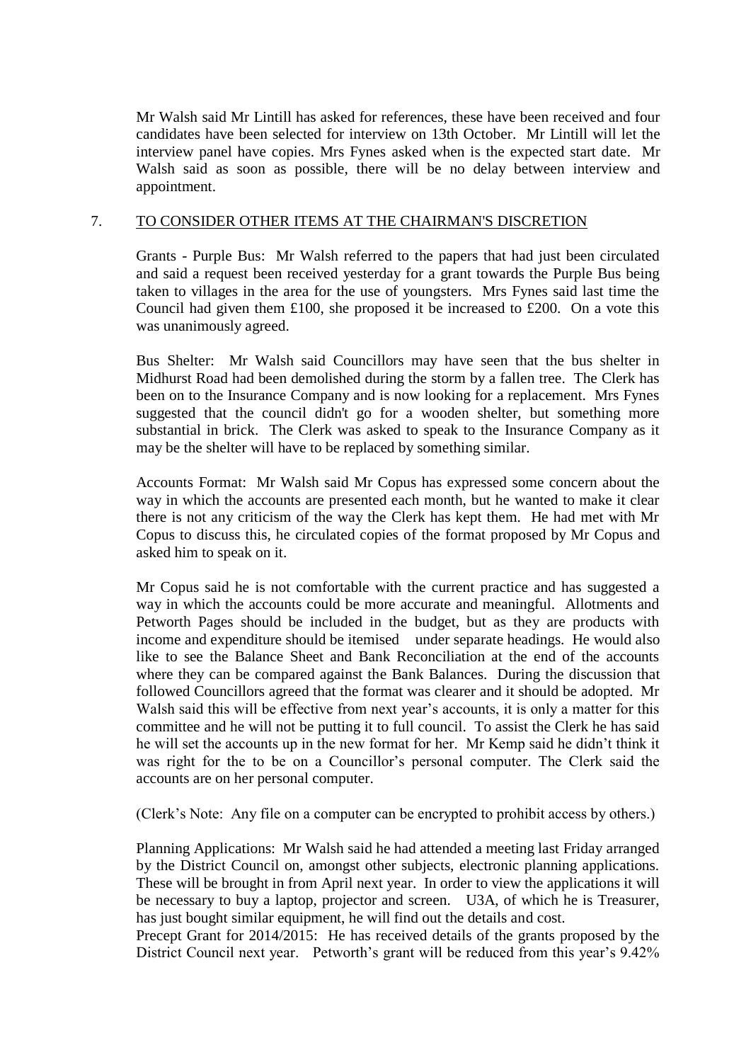Mr Walsh said Mr Lintill has asked for references, these have been received and four candidates have been selected for interview on 13th October. Mr Lintill will let the interview panel have copies. Mrs Fynes asked when is the expected start date. Mr Walsh said as soon as possible, there will be no delay between interview and appointment.

7. TO CONSIDER OTHER ITEMS AT THE CHAIRMAN'S DISCRETION

Grants - Purple Bus: Mr Walsh referred to the papers that had just been circulated and said a request been received yesterday for a grant towards the Purple Bus being taken to villages in the area for the use of youngsters. Mrs Fynes said last time the Council had given them £100, she proposed it be increased to £200. On a vote this was unanimously agreed.

Bus Shelter: Mr Walsh said Councillors may have seen that the bus shelter in Midhurst Road had been demolished during the storm by a fallen tree. The Clerk has been on to the Insurance Company and is now looking for a replacement. Mrs Fynes suggested that the council didn't go for a wooden shelter, but something more substantial in brick. The Clerk was asked to speak to the Insurance Company as it may be the shelter will have to be replaced by something similar.

Accounts Format: Mr Walsh said Mr Copus has expressed some concern about the way in which the accounts are presented each month, but he wanted to make it clear there is not any criticism of the way the Clerk has kept them. He had met with Mr Copus to discuss this, he circulated copies of the format proposed by Mr Copus and asked him to speak on it.

Mr Copus said he is not comfortable with the current practice and has suggested a way in which the accounts could be more accurate and meaningful. Allotments and Petworth Pages should be included in the budget, but as they are products with income and expenditure should be itemised under separate headings. He would also like to see the Balance Sheet and Bank Reconciliation at the end of the accounts where they can be compared against the Bank Balances. During the discussion that followed Councillors agreed that the format was clearer and it should be adopted. Mr Walsh said this will be effective from next year's accounts, it is only a matter for this committee and he will not be putting it to full council. To assist the Clerk he has said he will set the accounts up in the new format for her. Mr Kemp said he didn't think it was right for the to be on a Councillor's personal computer. The Clerk said the accounts are on her personal computer.

(Clerk's Note: Any file on a computer can be encrypted to prohibit access by others.)

Planning Applications: Mr Walsh said he had attended a meeting last Friday arranged by the District Council on, amongst other subjects, electronic planning applications. These will be brought in from April next year. In order to view the applications it will be necessary to buy a laptop, projector and screen. U3A, of which he is Treasurer, has just bought similar equipment, he will find out the details and cost.

Precept Grant for 2014/2015: He has received details of the grants proposed by the District Council next year. Petworth's grant will be reduced from this year's 9.42%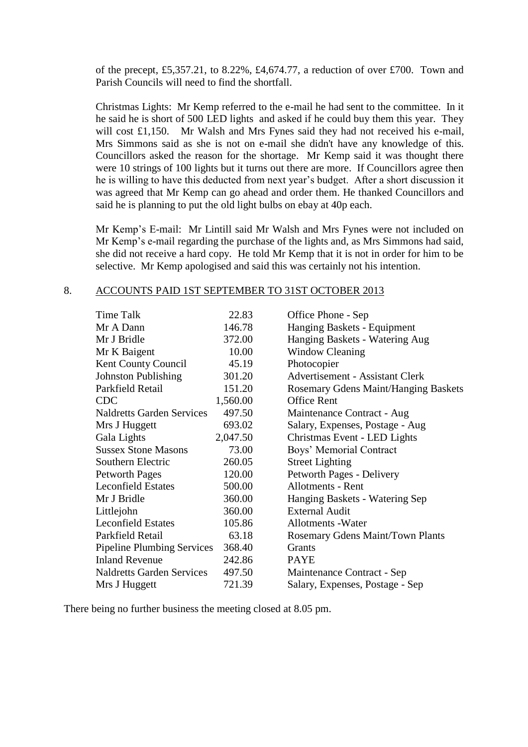of the precept, £5,357.21, to 8.22%, £4,674.77, a reduction of over £700. Town and Parish Councils will need to find the shortfall.

Christmas Lights: Mr Kemp referred to the e-mail he had sent to the committee. In it he said he is short of 500 LED lights and asked if he could buy them this year. They will cost £1,150. Mr Walsh and Mrs Fynes said they had not received his e-mail, Mrs Simmons said as she is not on e-mail she didn't have any knowledge of this. Councillors asked the reason for the shortage. Mr Kemp said it was thought there were 10 strings of 100 lights but it turns out there are more. If Councillors agree then he is willing to have this deducted from next year's budget. After a short discussion it was agreed that Mr Kemp can go ahead and order them. He thanked Councillors and said he is planning to put the old light bulbs on ebay at 40p each.

Mr Kemp's E-mail: Mr Lintill said Mr Walsh and Mrs Fynes were not included on Mr Kemp's e-mail regarding the purchase of the lights and, as Mrs Simmons had said, she did not receive a hard copy. He told Mr Kemp that it is not in order for him to be selective. Mr Kemp apologised and said this was certainly not his intention.

## 8. ACCOUNTS PAID 1ST SEPTEMBER TO 31ST OCTOBER 2013

| | | |
|---|---|---|
| Time Talk | 22.83 | Office Phone - Sep |
| Mr A Dann | 146.78 | Hanging Baskets - Equipment |
| Mr J Bridle | 372.00 | Hanging Baskets - Watering Aug |
| Mr K Baigent | 10.00 | Window Cleaning |
| Kent County Council | 45.19 | Photocopier |
| Johnston Publishing | 301.20 | Advertisement - Assistant Clerk |
| Parkfield Retail | 151.20 | Rosemary Gdens Maint/Hanging Baskets |
| CDC | 1,560.00 | Office Rent |
| Naldretts Garden Services | 497.50 | Maintenance Contract - Aug |
| Mrs J Huggett | 693.02 | Salary, Expenses, Postage - Aug |
| Gala Lights | 2,047.50 | Christmas Event - LED Lights |
| Sussex Stone Masons | 73.00 | Boys' Memorial Contract |
| Southern Electric | 260.05 | Street Lighting |
| Petworth Pages | 120.00 | Petworth Pages - Delivery |
| Leconfield Estates | 500.00 | Allotments - Rent |
| Mr J Bridle | 360.00 | Hanging Baskets - Watering Sep |
| Littlejohn | 360.00 | External Audit |
| Leconfield Estates | 105.86 | Allotments -Water |
| Parkfield Retail | 63.18 | Rosemary Gdens Maint/Town Plants |
| Pipeline Plumbing Services | 368.40 | Grants |
| Inland Revenue | 242.86 | PAYE |
| Naldretts Garden Services | 497.50 | Maintenance Contract - Sep |
| Mrs J Huggett | 721.39 | Salary, Expenses, Postage - Sep |

There being no further business the meeting closed at 8.05 pm.